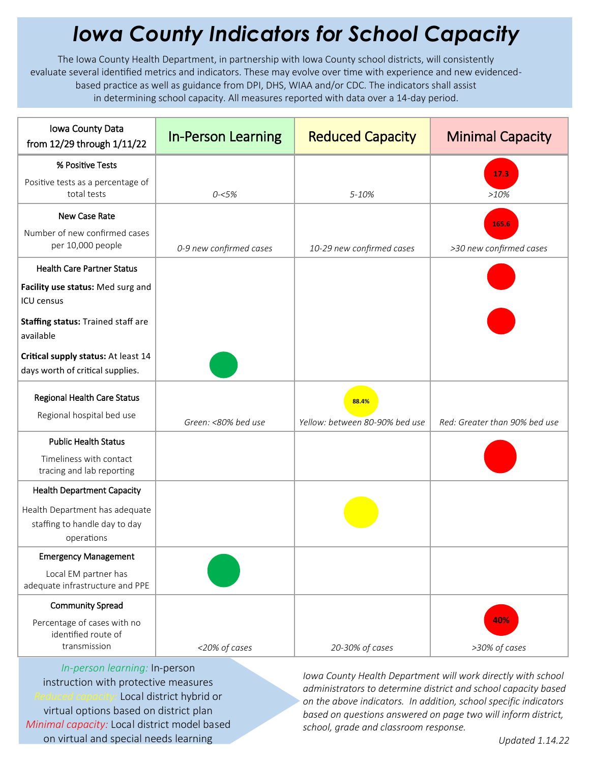# Iowa County Indicators for School Capacity

The Iowa County Health Department, in partnership with Iowa County school districts, will consistently evaluate several identified metrics and indicators. These may evolve over time with experience and new evidenced-based practice as well as guidance from DPI, DHS, WIAA and/or CDC. The indicators shall assist in determining school capacity. All measures reported with data over a 14-day period.

| Iowa County Data from 12/29 through 1/11/22 | In-Person Learning | Reduced Capacity | Minimal Capacity |
|---|---|---|---|
| **% Positive Tests**<br>Positive tests as a percentage of total tests | *0-<5%* | *5-10%* | 17.3 (red)<br>*>10%* |
| **New Case Rate**<br>Number of new confirmed cases per 10,000 people | *0-9 new confirmed cases* | *10-29 new confirmed cases* | 165.6 (red)<br>*>30 new confirmed cases* |
| **Health Care Partner Status**<br>**Facility use status:** Med surg and ICU census | | | (red) |
| **Staffing status:** Trained staff are available | | | (red) |
| **Critical supply status:** At least 14 days worth of critical supplies. | (green) | | |
| **Regional Health Care Status**<br>Regional hospital bed use | *Green: <80% bed use* | 88.4% (yellow)<br>*Yellow: between 80-90% bed use* | *Red: Greater than 90% bed use* |
| **Public Health Status**<br>Timeliness with contact tracing and lab reporting | | | (red) |
| **Health Department Capacity**<br>Health Department has adequate staffing to handle day to day operations | | (yellow) | |
| **Emergency Management**<br>Local EM partner has adequate infrastructure and PPE | (green) | | |
| **Community Spread**<br>Percentage of cases with no identified route of transmission | *<20% of cases* | *20-30% of cases* | 40% (red)<br>*>30% of cases* |

*In-person learning:* In-person instruction with protective measures
*Reduced capacity:* Local district hybrid or virtual options based on district plan
*Minimal capacity:* Local district model based on virtual and special needs learning

*Iowa County Health Department will work directly with school administrators to determine district and school capacity based on the above indicators. In addition, school specific indicators based on questions answered on page two will inform district, school, grade and classroom response.*

*Updated 1.14.22*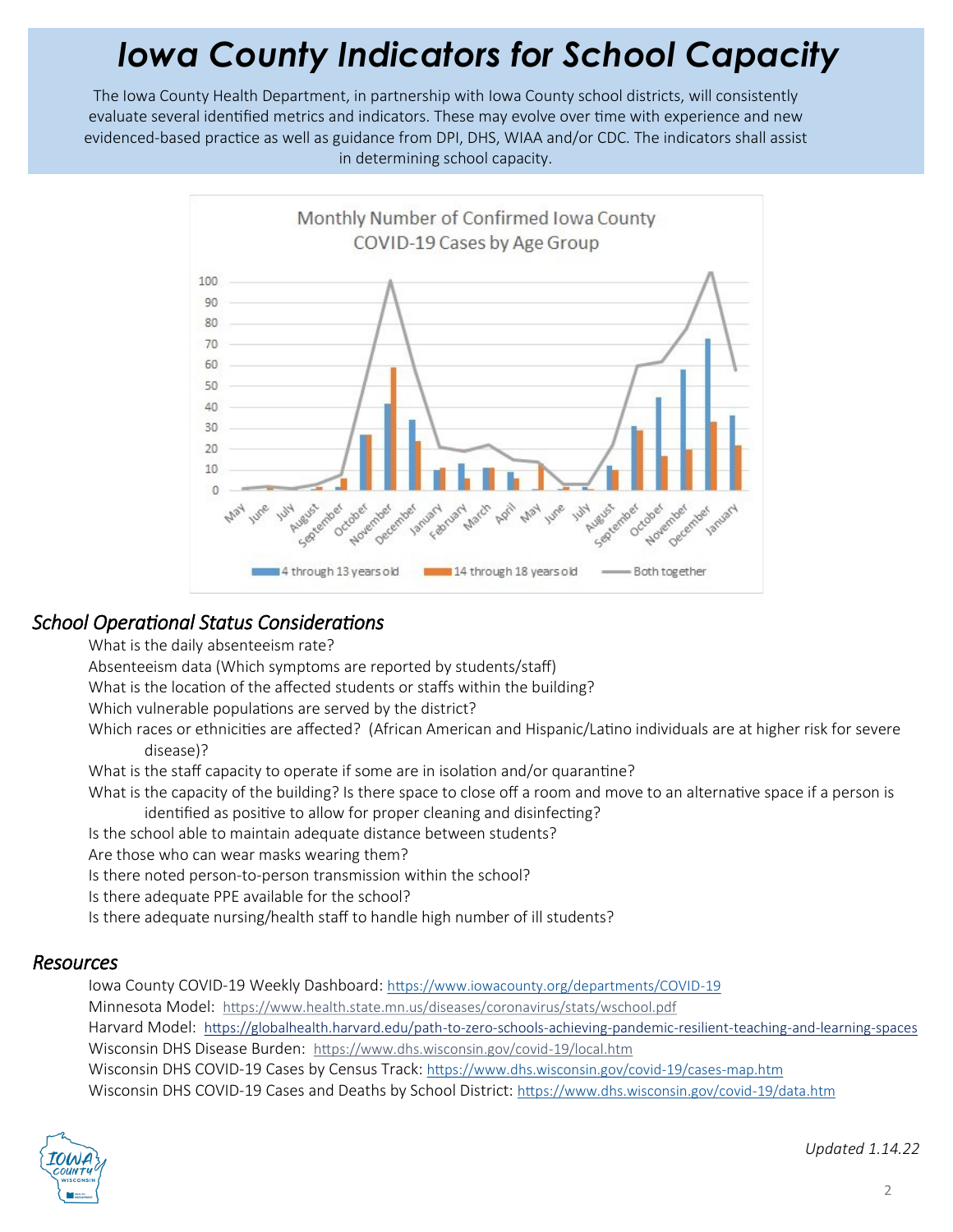# *Iowa County Indicators for School Capacity*

The Iowa County Health Department, in partnership with Iowa County school districts, will consistently evaluate several identified metrics and indicators. These may evolve over time with experience and new evidenced-based practice as well as guidance from DPI, DHS, WIAA and/or CDC. The indicators shall assist in determining school capacity.

Monthly Number of Confirmed Iowa County COVID-19 Cases by Age Group

100
90
80
70
60
50
40
30
20
10
0

May, June, July, August, September, October, November, December, January, February, March, April, May, June, July, August, September, October, November, December, January

4 through 13 years old
14 through 18 years old
Both together

## *School Operational Status Considerations*

What is the daily absenteeism rate?
Absenteeism data (Which symptoms are reported by students/staff)
What is the location of the affected students or staffs within the building?
Which vulnerable populations are served by the district?
Which races or ethnicities are affected? (African American and Hispanic/Latino individuals are at higher risk for severe disease)?
What is the staff capacity to operate if some are in isolation and/or quarantine?
What is the capacity of the building? Is there space to close off a room and move to an alternative space if a person is identified as positive to allow for proper cleaning and disinfecting?
Is the school able to maintain adequate distance between students?
Are those who can wear masks wearing them?
Is there noted person-to-person transmission within the school?
Is there adequate PPE available for the school?
Is there adequate nursing/health staff to handle high number of ill students?

## *Resources*

Iowa County COVID-19 Weekly Dashboard: https://www.iowacounty.org/departments/COVID-19
Minnesota Model: https://www.health.state.mn.us/diseases/coronavirus/stats/wschool.pdf
Harvard Model: https://globalhealth.harvard.edu/path-to-zero-schools-achieving-pandemic-resilient-teaching-and-learning-spaces
Wisconsin DHS Disease Burden: https://www.dhs.wisconsin.gov/covid-19/local.htm
Wisconsin DHS COVID-19 Cases by Census Track: https://www.dhs.wisconsin.gov/covid-19/cases-map.htm
Wisconsin DHS COVID-19 Cases and Deaths by School District: https://www.dhs.wisconsin.gov/covid-19/data.htm

*Updated 1.14.22*